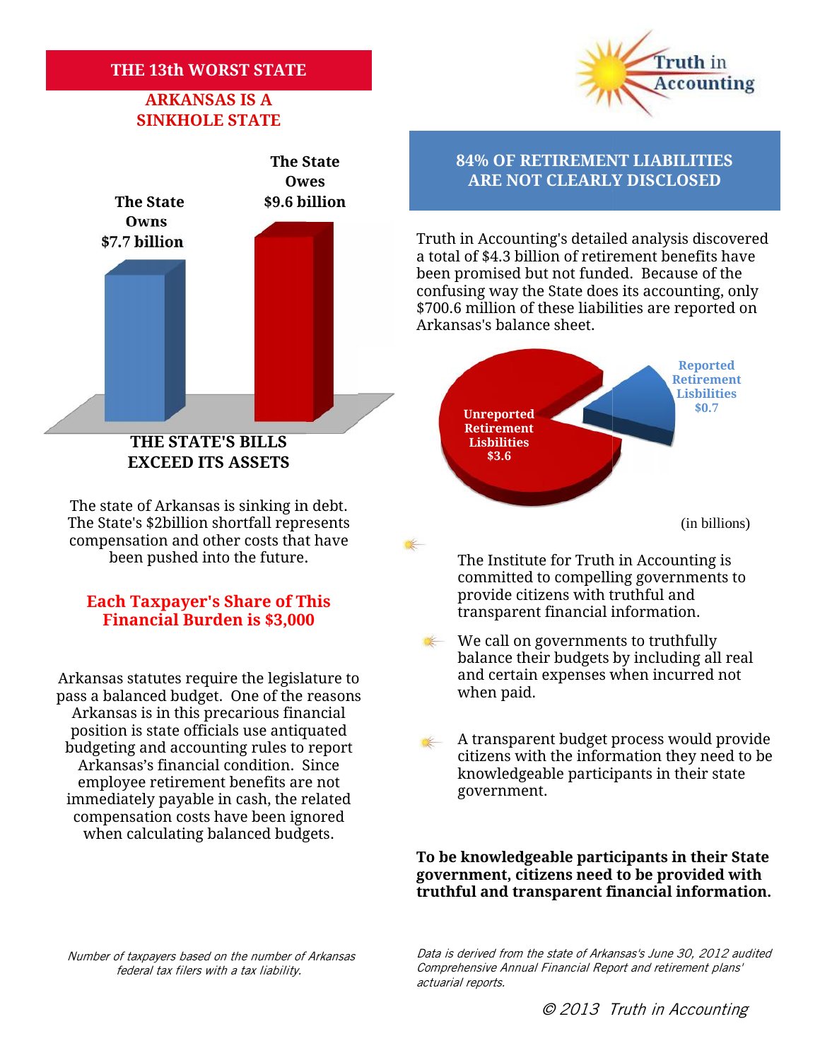## THE 13th WORST STATE

### ARKANSAS IS A SINKHOLE STATE

Truth in Accounting

**The State Owns $7.7 billion**

**The State Owes $9.6 billion**

**THE STATE'S BILLS EXCEED ITS ASSETS**

The state of Arkansas is sinking in debt. The State's $2billion shortfall represents compensation and other costs that have been pushed into the future.

**Each Taxpayer's Share of This Financial Burden is $3,000**

Arkansas statutes require the legislature to pass a balanced budget. One of the reasons Arkansas is in this precarious financial position is state officials use antiquated budgeting and accounting rules to report Arkansas's financial condition. Since employee retirement benefits are not immediately payable in cash, the related compensation costs have been ignored when calculating balanced budgets.

## 84% OF RETIREMENT LIABILITIES ARE NOT CLEARLY DISCLOSED

Truth in Accounting's detailed analysis discovered a total of $4.3 billion of retirement benefits have been promised but not funded. Because of the confusing way the State does its accounting, only $700.6 million of these liabilities are reported on Arkansas's balance sheet.

**Unreported Retirement Lisbilities $3.6**

**Reported Retirement Lisbilities $0.7**

(in billions)

- The Institute for Truth in Accounting is committed to compelling governments to provide citizens with truthful and transparent financial information.
- We call on governments to truthfully balance their budgets by including all real and certain expenses when incurred not when paid.
- A transparent budget process would provide citizens with the information they need to be knowledgeable participants in their state government.

**To be knowledgeable participants in their State government, citizens need to be provided with truthful and transparent financial information.**

*Number of taxpayers based on the number of Arkansas federal tax filers with a tax liability.*

*Data is derived from the state of Arkansas's June 30, 2012 audited Comprehensive Annual Financial Report and retirement plans' actuarial reports.*

*© 2013 Truth in Accounting*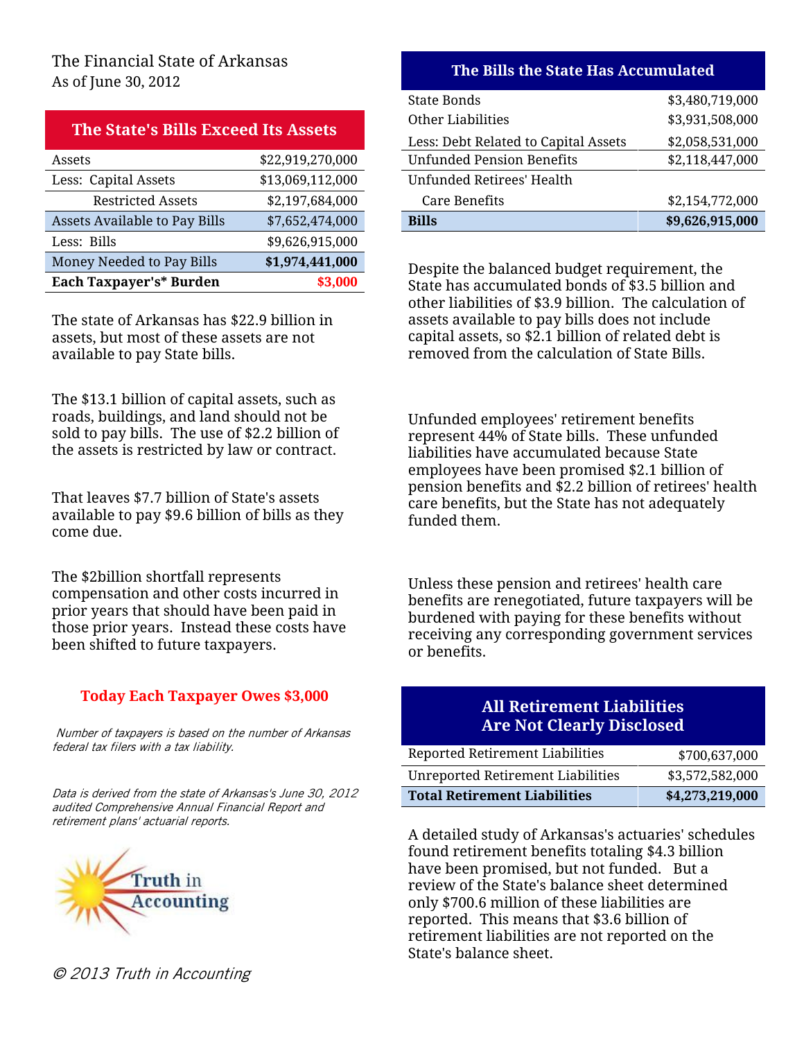The Financial State of Arkansas
As of June 30, 2012

## The State's Bills Exceed Its Assets

| | |
|---|---|
| Assets | $22,919,270,000 |
| Less: Capital Assets | $13,069,112,000 |
| Restricted Assets | $2,197,684,000 |
| Assets Available to Pay Bills | $7,652,474,000 |
| Less: Bills | $9,626,915,000 |
| Money Needed to Pay Bills | **$1,974,441,000** |
| **Each Taxpayer's* Burden** | **$3,000** |

The state of Arkansas has $22.9 billion in assets, but most of these assets are not available to pay State bills.

The $13.1 billion of capital assets, such as roads, buildings, and land should not be sold to pay bills. The use of $2.2 billion of the assets is restricted by law or contract.

That leaves $7.7 billion of State's assets available to pay $9.6 billion of bills as they come due.

The $2billion shortfall represents compensation and other costs incurred in prior years that should have been paid in those prior years. Instead these costs have been shifted to future taxpayers.

**Today Each Taxpayer Owes $3,000**

*Number of taxpayers is based on the number of Arkansas federal tax filers with a tax liability.*

*Data is derived from the state of Arkansas's June 30, 2012 audited Comprehensive Annual Financial Report and retirement plans' actuarial reports.*

Truth in Accounting

*© 2013 Truth in Accounting*

## The Bills the State Has Accumulated

| | |
|---|---|
| State Bonds | $3,480,719,000 |
| Other Liabilities | $3,931,508,000 |
| Less: Debt Related to Capital Assets | $2,058,531,000 |
| Unfunded Pension Benefits | $2,118,447,000 |
| Unfunded Retirees' Health Care Benefits | $2,154,772,000 |
| **Bills** | **$9,626,915,000** |

Despite the balanced budget requirement, the State has accumulated bonds of $3.5 billion and other liabilities of $3.9 billion. The calculation of assets available to pay bills does not include capital assets, so $2.1 billion of related debt is removed from the calculation of State Bills.

Unfunded employees' retirement benefits represent 44% of State bills. These unfunded liabilities have accumulated because State employees have been promised $2.1 billion of pension benefits and $2.2 billion of retirees' health care benefits, but the State has not adequately funded them.

Unless these pension and retirees' health care benefits are renegotiated, future taxpayers will be burdened with paying for these benefits without receiving any corresponding government services or benefits.

## All Retirement Liabilities Are Not Clearly Disclosed

| | |
|---|---|
| Reported Retirement Liabilities | $700,637,000 |
| Unreported Retirement Liabilities | $3,572,582,000 |
| **Total Retirement Liabilities** | **$4,273,219,000** |

A detailed study of Arkansas's actuaries' schedules found retirement benefits totaling $4.3 billion have been promised, but not funded. But a review of the State's balance sheet determined only $700.6 million of these liabilities are reported. This means that $3.6 billion of retirement liabilities are not reported on the State's balance sheet.